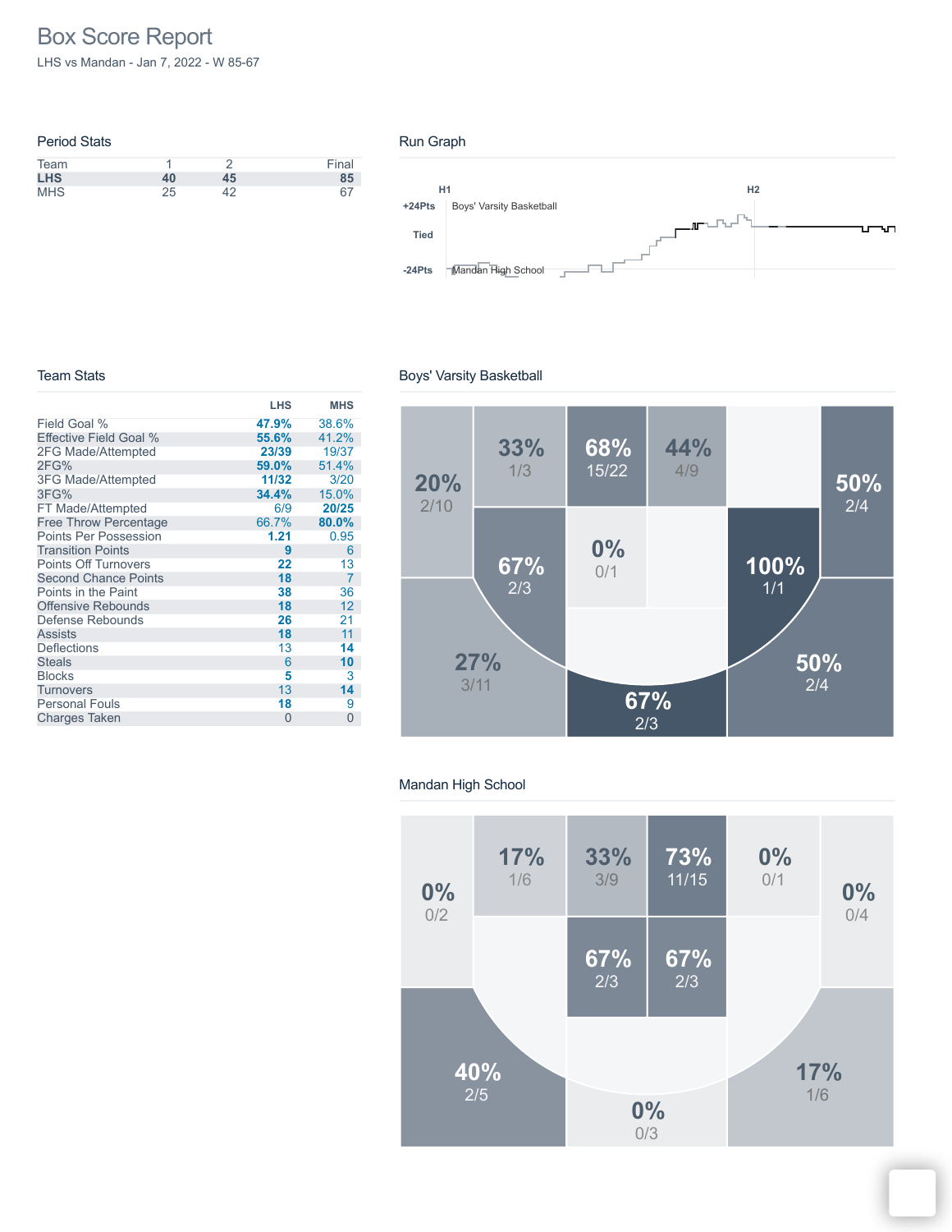# Box Score Report

LHS vs Mandan - Jan 7, 2022 - W 85-67

## Period Stats

| Team | 1 | 2 | Final |
|---|---|---|---|
| **LHS** | **40** | **45** | **85** |
| MHS | 25 | 42 | 67 |

## Run Graph

H1 H2

+24Pts Boys' Varsity Basketball

Tied

-24Pts Mandan High School

## Team Stats

| | LHS | MHS |
|---|---|---|
| Field Goal % | **47.9%** | 38.6% |
| Effective Field Goal % | **55.6%** | 41.2% |
| 2FG Made/Attempted | **23/39** | 19/37 |
| 2FG% | **59.0%** | 51.4% |
| 3FG Made/Attempted | **11/32** | 3/20 |
| 3FG% | **34.4%** | 15.0% |
| FT Made/Attempted | 6/9 | **20/25** |
| Free Throw Percentage | 66.7% | **80.0%** |
| Points Per Possession | **1.21** | 0.95 |
| Transition Points | **9** | 6 |
| Points Off Turnovers | **22** | 13 |
| Second Chance Points | **18** | 7 |
| Points in the Paint | **38** | 36 |
| Offensive Rebounds | **18** | 12 |
| Defense Rebounds | **26** | 21 |
| Assists | **18** | 11 |
| Deflections | 13 | **14** |
| Steals | 6 | **10** |
| Blocks | **5** | 3 |
| Turnovers | 13 | **14** |
| Personal Fouls | **18** | 9 |
| Charges Taken | 0 | 0 |

## Boys' Varsity Basketball

20% 2/10

33% 1/3

68% 15/22

44% 4/9

50% 2/4

67% 2/3

0% 0/1

100% 1/1

27% 3/11

50% 2/4

67% 2/3

## Mandan High School

0% 0/2

17% 1/6

33% 3/9

73% 11/15

0% 0/1

0% 0/4

67% 2/3

67% 2/3

40% 2/5

17% 1/6

0% 0/3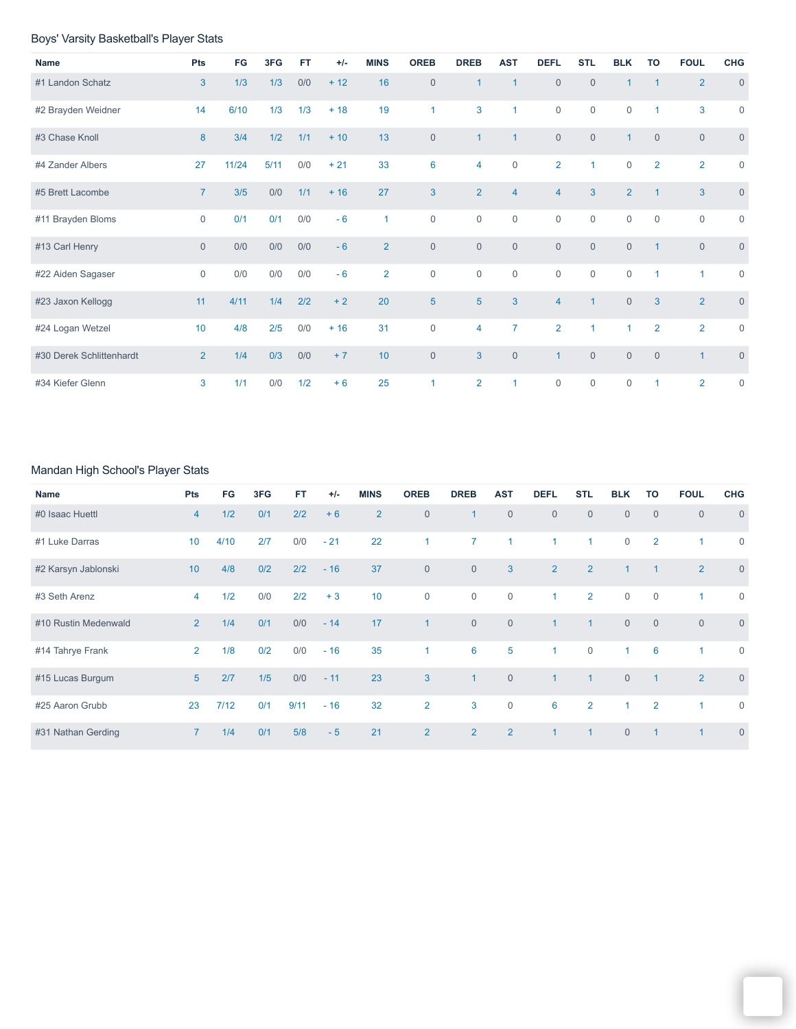Boys' Varsity Basketball's Player Stats

| Name | Pts | FG | 3FG | FT | +/- | MINS | OREB | DREB | AST | DEFL | STL | BLK | TO | FOUL | CHG |
|---|---|---|---|---|---|---|---|---|---|---|---|---|---|---|---|
| #1 Landon Schatz | 3 | 1/3 | 1/3 | 0/0 | + 12 | 16 | 0 | 1 | 1 | 0 | 0 | 1 | 1 | 2 | 0 |
| #2 Brayden Weidner | 14 | 6/10 | 1/3 | 1/3 | + 18 | 19 | 1 | 3 | 1 | 0 | 0 | 0 | 1 | 3 | 0 |
| #3 Chase Knoll | 8 | 3/4 | 1/2 | 1/1 | + 10 | 13 | 0 | 1 | 1 | 0 | 0 | 1 | 0 | 0 | 0 |
| #4 Zander Albers | 27 | 11/24 | 5/11 | 0/0 | + 21 | 33 | 6 | 4 | 0 | 2 | 1 | 0 | 2 | 2 | 0 |
| #5 Brett Lacombe | 7 | 3/5 | 0/0 | 1/1 | + 16 | 27 | 3 | 2 | 4 | 4 | 3 | 2 | 1 | 3 | 0 |
| #11 Brayden Bloms | 0 | 0/1 | 0/1 | 0/0 | - 6 | 1 | 0 | 0 | 0 | 0 | 0 | 0 | 0 | 0 | 0 |
| #13 Carl Henry | 0 | 0/0 | 0/0 | 0/0 | - 6 | 2 | 0 | 0 | 0 | 0 | 0 | 0 | 1 | 0 | 0 |
| #22 Aiden Sagaser | 0 | 0/0 | 0/0 | 0/0 | - 6 | 2 | 0 | 0 | 0 | 0 | 0 | 0 | 1 | 1 | 0 |
| #23 Jaxon Kellogg | 11 | 4/11 | 1/4 | 2/2 | + 2 | 20 | 5 | 5 | 3 | 4 | 1 | 0 | 3 | 2 | 0 |
| #24 Logan Wetzel | 10 | 4/8 | 2/5 | 0/0 | + 16 | 31 | 0 | 4 | 7 | 2 | 1 | 1 | 2 | 2 | 0 |
| #30 Derek Schlittenhardt | 2 | 1/4 | 0/3 | 0/0 | + 7 | 10 | 0 | 3 | 0 | 1 | 0 | 0 | 0 | 1 | 0 |
| #34 Kiefer Glenn | 3 | 1/1 | 0/0 | 1/2 | + 6 | 25 | 1 | 2 | 1 | 0 | 0 | 0 | 1 | 2 | 0 |

Mandan High School's Player Stats

| Name | Pts | FG | 3FG | FT | +/- | MINS | OREB | DREB | AST | DEFL | STL | BLK | TO | FOUL | CHG |
|---|---|---|---|---|---|---|---|---|---|---|---|---|---|---|---|
| #0 Isaac Huettl | 4 | 1/2 | 0/1 | 2/2 | + 6 | 2 | 0 | 1 | 0 | 0 | 0 | 0 | 0 | 0 | 0 |
| #1 Luke Darras | 10 | 4/10 | 2/7 | 0/0 | - 21 | 22 | 1 | 7 | 1 | 1 | 1 | 0 | 2 | 1 | 0 |
| #2 Karsyn Jablonski | 10 | 4/8 | 0/2 | 2/2 | - 16 | 37 | 0 | 0 | 3 | 2 | 2 | 1 | 1 | 2 | 0 |
| #3 Seth Arenz | 4 | 1/2 | 0/0 | 2/2 | + 3 | 10 | 0 | 0 | 0 | 1 | 2 | 0 | 0 | 1 | 0 |
| #10 Rustin Medenwald | 2 | 1/4 | 0/1 | 0/0 | - 14 | 17 | 1 | 0 | 0 | 1 | 1 | 0 | 0 | 0 | 0 |
| #14 Tahrye Frank | 2 | 1/8 | 0/2 | 0/0 | - 16 | 35 | 1 | 6 | 5 | 1 | 0 | 1 | 6 | 1 | 0 |
| #15 Lucas Burgum | 5 | 2/7 | 1/5 | 0/0 | - 11 | 23 | 3 | 1 | 0 | 1 | 1 | 0 | 1 | 2 | 0 |
| #25 Aaron Grubb | 23 | 7/12 | 0/1 | 9/11 | - 16 | 32 | 2 | 3 | 0 | 6 | 2 | 1 | 2 | 1 | 0 |
| #31 Nathan Gerding | 7 | 1/4 | 0/1 | 5/8 | - 5 | 21 | 2 | 2 | 2 | 1 | 1 | 0 | 1 | 1 | 0 |